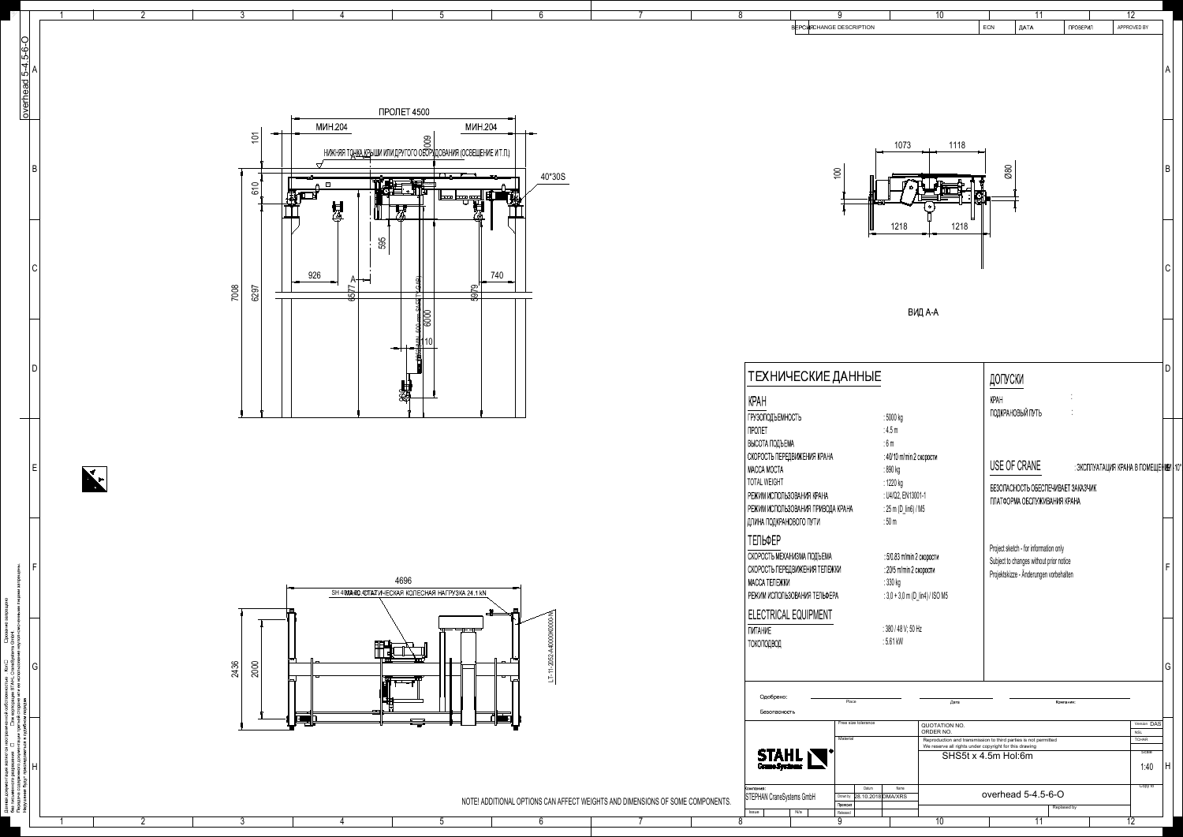| ВЕРСИЯ | CHANGE DESCRIPTION | ECN | ДАТА | ПРОВЕРИЛ | APPROVED BY |
|---|---|---|---|---|---|

ПРОЛЕТ 4500

МИН.204 МИН.204

НИЖНЯЯ ТОЧКА КРЫШИ ИЛИ ДРУГОГО ОБОРУДОВАНИЯ (ОСВЕЩЕНИЕ И Т.П.)

40*30S

ВИД А-А

SH 4010-20 4/1 L2 МАКС. СТАТИЧЕСКАЯ КОЛЕСНАЯ НАГРУЗКА 24.1 kN

LT-11-2052-A4000900000-M

# ТЕХНИЧЕСКИЕ ДАННЫЕ

## КРАН

| | |
|---|---|
| ГРУЗОПОДЪЕМНОСТЬ | : 5000 kg |
| ПРОЛЕТ | : 4.5 m |
| ВЫСОТА ПОДЪЕМА | : 6 m |
| СКОРОСТЬ ПЕРЕДВИЖЕНИЯ КРАНА | : 40/10 m/min 2 скорости |
| МАССА МОСТА | : 890 kg |
| TOTAL WEIGHT | : 1220 kg |
| РЕЖИМ ИСПОЛЬЗОВАНИЯ КРАНА | : U4/Q2, EN13001-1 |
| РЕЖИМ ИСПОЛЬЗОВАНИЯ ПРИВОДА КРАНА | : 25 m (D_lin6) / M5 |
| ДЛИНА ПОДКРАНОВОГО ПУТИ | : 50 m |

## ТЕЛЬФЕР

| | |
|---|---|
| СКОРОСТЬ МЕХАНИЗМА ПОДЪЕМА | : 5/0.83 m/min 2 скорости |
| СКОРОСТЬ ПЕРЕДВИЖЕНИЯ ТЕЛЕЖКИ | : 20/5 m/min 2 скорости |
| МАССА ТЕЛЕЖКИ | : 330 kg |
| РЕЖИМ ИСПОЛЬЗОВАНИЯ ТЕЛЬФЕРА | : 3,0 + 3,0 m (D_lin4) / ISO M5 |

## ELECTRICAL EQUIPMENT

| | |
|---|---|
| ПИТАНИЕ | : 380 / 48 V; 50 Hz |
| ТОКОПОДВОД | : 5.61 kW |

# ДОПУСКИ

КРАН :

ПОДКРАНОВЫЙ ПУТЬ :

# USE OF CRANE

: ЭКСПЛУАТАЦИЯ КРАНА В ПОМЕЩЕНИИ +10°

БЕЗОПАСНОСТЬ ОБЕСПЕЧИВАЕТ ЗАКАЗЧИК

ПЛАТФОРМА ОБСЛУЖИВАНИЯ КРАНА

Project sketch - for information only

Subject to changes without prior notice

Projektskizze - Änderungen vorbehalten

Одобрено: Place Date Компания:

Безопасность

| | | |
|---|---|---|
| Free size tolerance | QUOTATION NO. | Version DAS |
| | ORDER NO. | NSL |
| Material | Reproduction and transmission to third parties is not permitted. We reserve all rights under copyright for this drawing | TCHAR |
| | SHS5t x 4.5m Hol:6m | Scale 1:40 |
| Компания: STEPHAN CraneSystems GmbH | Drawn by 28.10.2018 DMA/XRS | overhead 5-4.5-6-O |
| Проверил | | Replaced by |
| Issue N/a | Released | |

STAHL CraneSystems

NOTE! ADDITIONAL OPTIONS CAN AFFECT WEIGHTS AND DIMENSIONS OF SOME COMPONENTS.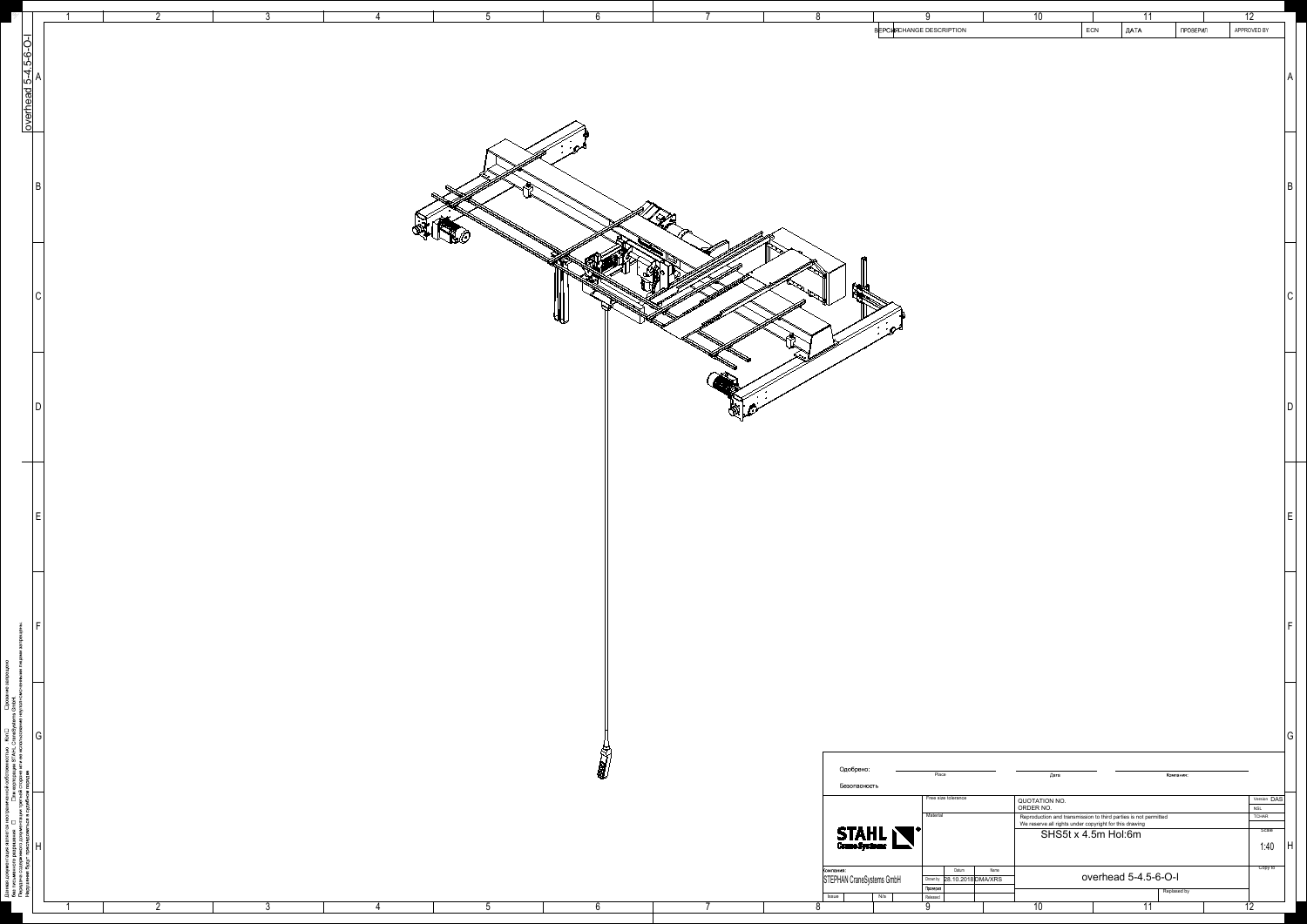| ВЕРСИЯ | CHANGE DESCRIPTION | ECN | ДАТА | ПРОВЕРИЛ | APPROVED BY |
|---|---|---|---|---|---|

Одобрено:

Безопасность

Place | Дата | Компания:

| | | |
|---|---|---|
| Free size tolerance | QUOTATION NO. ORDER NO. | Version DAS |
| Material | Reproduction and transmission to third parties is not permitted. We reserve all rights under copyright for this drawing | NSL |
| | SHS5t x 4.5m Hol:6m | Scale 1:40 |

STAHL CraneSystems

Компания:
STEPHAN CraneSystems GmbH

| | Datum | Name |
|---|---|---|
| Drawn by | 28.10.2018 | DMA/XRS |
| Проверил | | |
| Released | | |

Issue | N/a

overhead 5-4.5-6-O-I

Replaced by

Copy to

overhead 5-4.5-6-O-I

Данная документация является конфиденциальной собственностью ... Копирование запрещено без письменного разрешения ... STAHL CraneSystems GmbH. Передача содержимого документации третьим лицам или его использование неуполномоченными лицами запрещены. Нарушения будут преследоваться в судебном порядке.